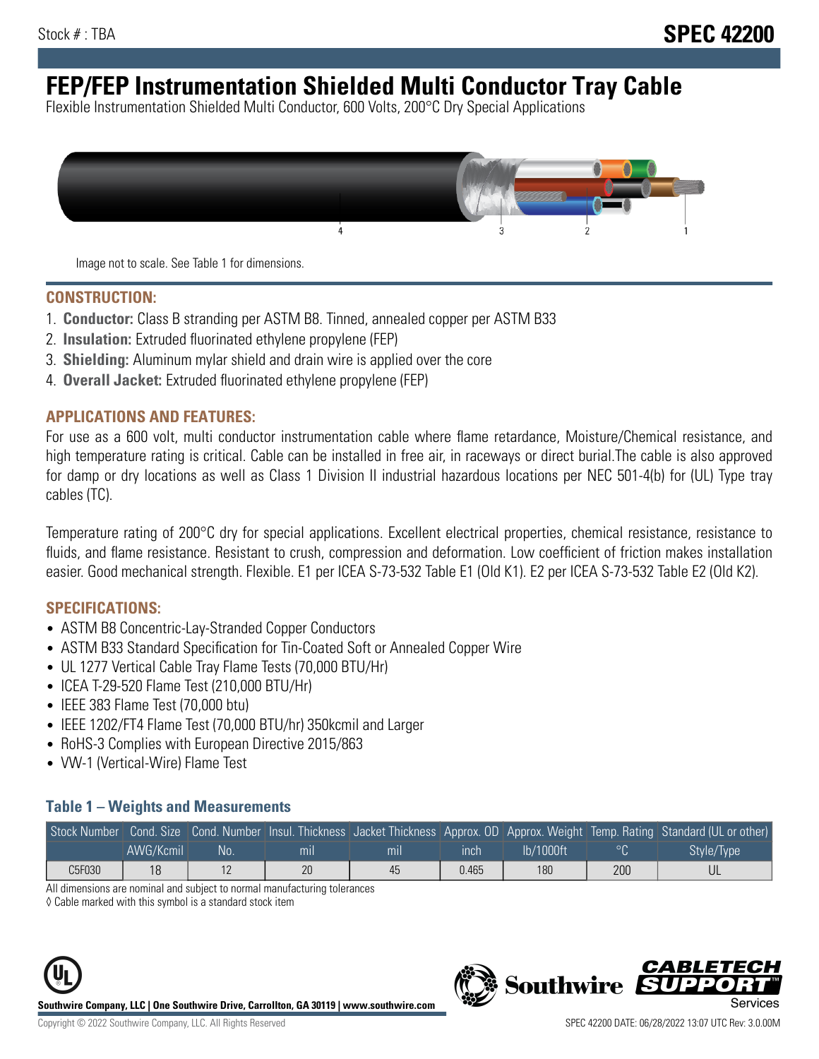Stock # : TBA

**SPEC 42200**

# FEP/FEP Instrumentation Shielded Multi Conductor Tray Cable

Flexible Instrumentation Shielded Multi Conductor, 600 Volts, 200°C Dry Special Applications

Image not to scale. See Table 1 for dimensions.

## CONSTRUCTION:

1. **Conductor:** Class B stranding per ASTM B8. Tinned, annealed copper per ASTM B33
2. **Insulation:** Extruded fluorinated ethylene propylene (FEP)
3. **Shielding:** Aluminum mylar shield and drain wire is applied over the core
4. **Overall Jacket:** Extruded fluorinated ethylene propylene (FEP)

## APPLICATIONS AND FEATURES:

For use as a 600 volt, multi conductor instrumentation cable where flame retardance, Moisture/Chemical resistance, and high temperature rating is critical. Cable can be installed in free air, in raceways or direct burial.The cable is also approved for damp or dry locations as well as Class 1 Division II industrial hazardous locations per NEC 501-4(b) for (UL) Type tray cables (TC).

Temperature rating of 200°C dry for special applications. Excellent electrical properties, chemical resistance, resistance to fluids, and flame resistance. Resistant to crush, compression and deformation. Low coefficient of friction makes installation easier. Good mechanical strength. Flexible. E1 per ICEA S-73-532 Table E1 (Old K1). E2 per ICEA S-73-532 Table E2 (Old K2).

## SPECIFICATIONS:

- ASTM B8 Concentric-Lay-Stranded Copper Conductors
- ASTM B33 Standard Specification for Tin-Coated Soft or Annealed Copper Wire
- UL 1277 Vertical Cable Tray Flame Tests (70,000 BTU/Hr)
- ICEA T-29-520 Flame Test (210,000 BTU/Hr)
- IEEE 383 Flame Test (70,000 btu)
- IEEE 1202/FT4 Flame Test (70,000 BTU/hr) 350kcmil and Larger
- RoHS-3 Complies with European Directive 2015/863
- VW-1 (Vertical-Wire) Flame Test

### Table 1 – Weights and Measurements

| Stock Number | Cond. Size | Cond. Number | Insul. Thickness | Jacket Thickness | Approx. OD | Approx. Weight | Temp. Rating | Standard (UL or other) |
|---|---|---|---|---|---|---|---|---|
| | AWG/Kcmil | No. | mil | mil | inch | lb/1000ft | °C | Style/Type |
| C5F030 | 18 | 12 | 20 | 45 | 0.465 | 180 | 200 | UL |

All dimensions are nominal and subject to normal manufacturing tolerances

◊ Cable marked with this symbol is a standard stock item

**Southwire Company, LLC | One Southwire Drive, Carrollton, GA 30119 | www.southwire.com**

Copyright © 2022 Southwire Company, LLC. All Rights Reserved

SPEC 42200 DATE: 06/28/2022 13:07 UTC Rev: 3.0.00M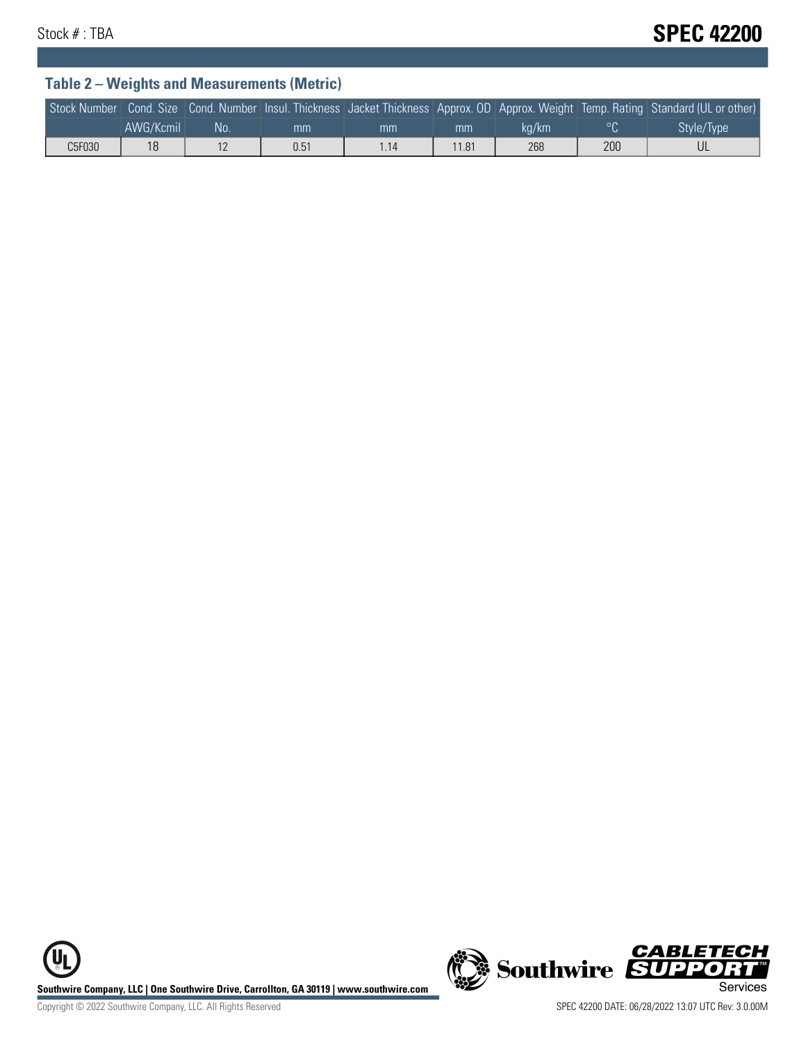### Table 2 – Weights and Measurements (Metric)

| Stock Number | Cond. Size | Cond. Number | Insul. Thickness | Jacket Thickness | Approx. OD | Approx. Weight | Temp. Rating | Standard (UL or other) |
|---|---|---|---|---|---|---|---|---|
| | AWG/Kcmil | No. | mm | mm | mm | kg/km | °C | Style/Type |
| C5F030 | 18 | 12 | 0.51 | 1.14 | 11.81 | 268 | 200 | UL |

**Southwire Company, LLC | One Southwire Drive, Carrollton, GA 30119 | www.southwire.com**

Copyright © 2022 Southwire Company, LLC. All Rights Reserved

SPEC 42200 DATE: 06/28/2022 13:07 UTC Rev: 3.0.00M